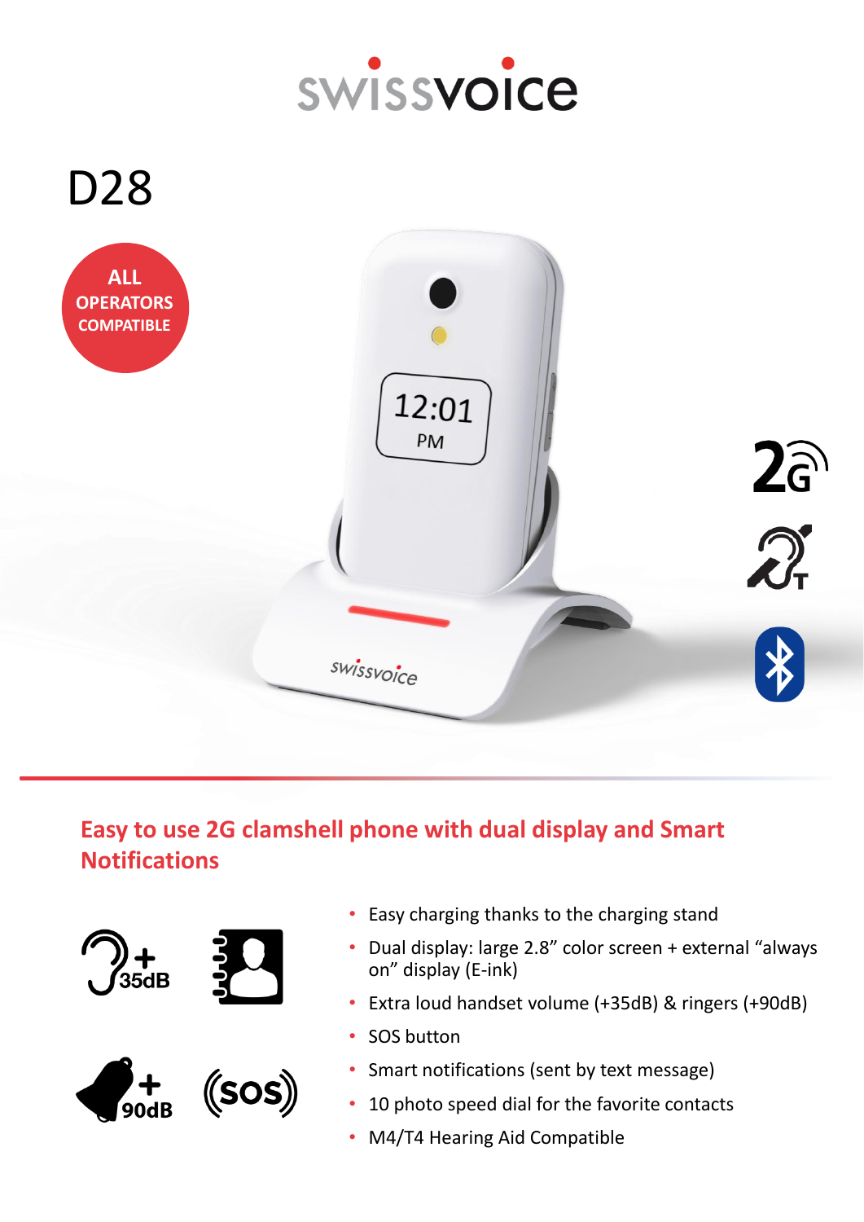swissvoice

# D28

ALL OPERATORS COMPATIBLE

## Easy to use 2G clamshell phone with dual display and Smart Notifications

- Easy charging thanks to the charging stand
- Dual display: large 2.8” color screen + external “always on” display (E-ink)
- Extra loud handset volume (+35dB) & ringers (+90dB)
- SOS button
- Smart notifications (sent by text message)
- 10 photo speed dial for the favorite contacts
- M4/T4 Hearing Aid Compatible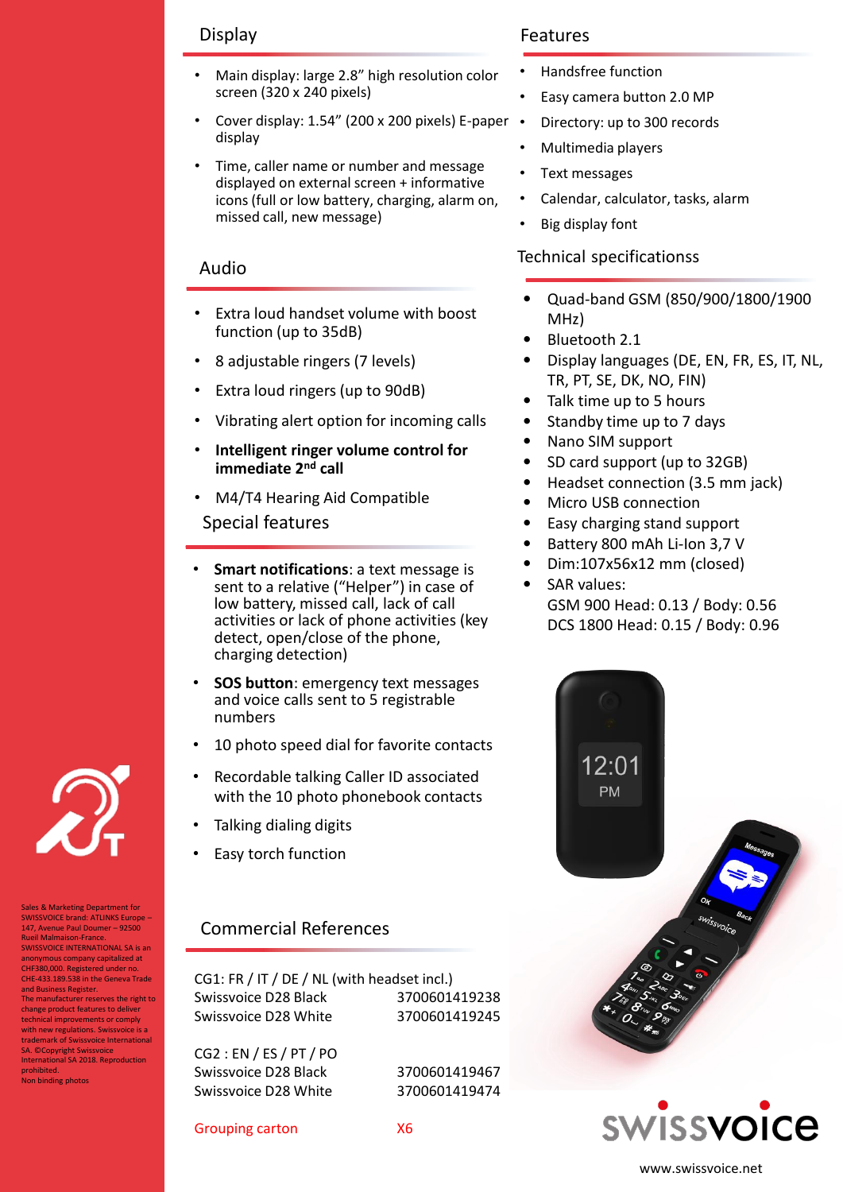## Display

- Main display: large 2.8" high resolution color screen (320 x 240 pixels)
- Cover display: 1.54" (200 x 200 pixels) E-paper display
- Time, caller name or number and message displayed on external screen + informative icons (full or low battery, charging, alarm on, missed call, new message)

## Audio

- Extra loud handset volume with boost function (up to 35dB)
- 8 adjustable ringers (7 levels)
- Extra loud ringers (up to 90dB)
- Vibrating alert option for incoming calls
- **Intelligent ringer volume control for immediate 2nd call**
- M4/T4 Hearing Aid Compatible

## Special features

- **Smart notifications**: a text message is sent to a relative ("Helper") in case of low battery, missed call, lack of call activities or lack of phone activities (key detect, open/close of the phone, charging detection)
- **SOS button**: emergency text messages and voice calls sent to 5 registrable numbers
- 10 photo speed dial for favorite contacts
- Recordable talking Caller ID associated with the 10 photo phonebook contacts
- Talking dialing digits
- Easy torch function

## Commercial References

| | |
|---|---|
| CG1: FR / IT / DE / NL (with headset incl.) | |
| Swissvoice D28 Black | 3700601419238 |
| Swissvoice D28 White | 3700601419245 |
| | |
| CG2 : EN / ES / PT / PO | |
| Swissvoice D28 Black | 3700601419467 |
| Swissvoice D28 White | 3700601419474 |
| | |
| Grouping carton | X6 |

## Features

- Handsfree function
- Easy camera button 2.0 MP
- Directory: up to 300 records
- Multimedia players
- Text messages
- Calendar, calculator, tasks, alarm
- Big display font

## Technical specificationss

- Quad-band GSM (850/900/1800/1900 MHz)
- Bluetooth 2.1
- Display languages (DE, EN, FR, ES, IT, NL, TR, PT, SE, DK, NO, FIN)
- Talk time up to 5 hours
- Standby time up to 7 days
- Nano SIM support
- SD card support (up to 32GB)
- Headset connection (3.5 mm jack)
- Micro USB connection
- Easy charging stand support
- Battery 800 mAh Li-Ion 3,7 V
- Dim:107x56x12 mm (closed)
- SAR values:
  GSM 900 Head: 0.13 / Body: 0.56
  DCS 1800 Head: 0.15 / Body: 0.96

12:01 PM

Sales & Marketing Department for SWISSVOICE brand: ATLINKS Europe – 147, Avenue Paul Doumer – 92500 Rueil Malmaison-France.
SWISSVOICE INTERNATIONAL SA is an anonymous company capitalized at CHF380,000. Registered under no. CHE-433.189.538 in the Geneva Trade and Business Register.
The manufacturer reserves the right to change product features to deliver technical improvements or comply with new regulations. Swissvoice is a trademark of Swissvoice International SA. ©Copyright Swissvoice International SA 2018. Reproduction prohibited.
Non binding photos

swissvoice

www.swissvoice.net